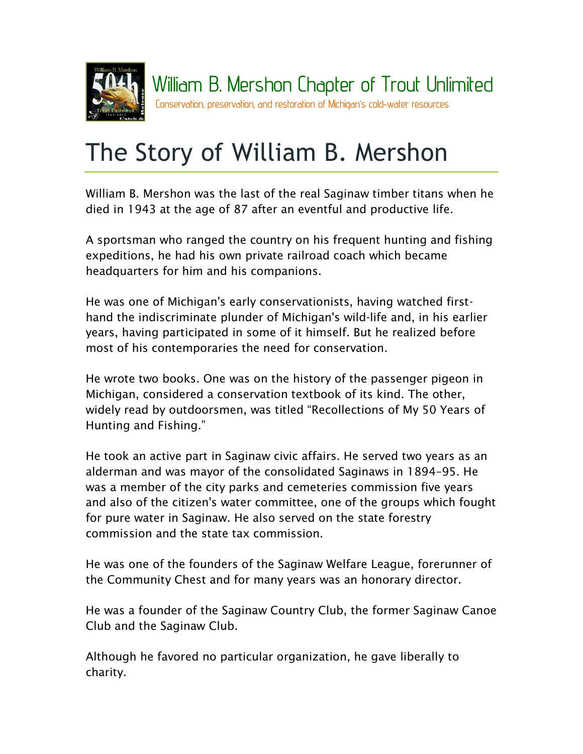William B. Mershon Chapter of Trout Unlimited

Conservation, preservation, and restoration of Michigan's cold-water resources

# The Story of William B. Mershon

William B. Mershon was the last of the real Saginaw timber titans when he died in 1943 at the age of 87 after an eventful and productive life.

A sportsman who ranged the country on his frequent hunting and fishing expeditions, he had his own private railroad coach which became headquarters for him and his companions.

He was one of Michigan's early conservationists, having watched first-hand the indiscriminate plunder of Michigan's wild-life and, in his earlier years, having participated in some of it himself. But he realized before most of his contemporaries the need for conservation.

He wrote two books. One was on the history of the passenger pigeon in Michigan, considered a conservation textbook of its kind. The other, widely read by outdoorsmen, was titled "Recollections of My 50 Years of Hunting and Fishing."

He took an active part in Saginaw civic affairs. He served two years as an alderman and was mayor of the consolidated Saginaws in 1894-95. He was a member of the city parks and cemeteries commission five years and also of the citizen's water committee, one of the groups which fought for pure water in Saginaw. He also served on the state forestry commission and the state tax commission.

He was one of the founders of the Saginaw Welfare League, forerunner of the Community Chest and for many years was an honorary director.

He was a founder of the Saginaw Country Club, the former Saginaw Canoe Club and the Saginaw Club.

Although he favored no particular organization, he gave liberally to charity.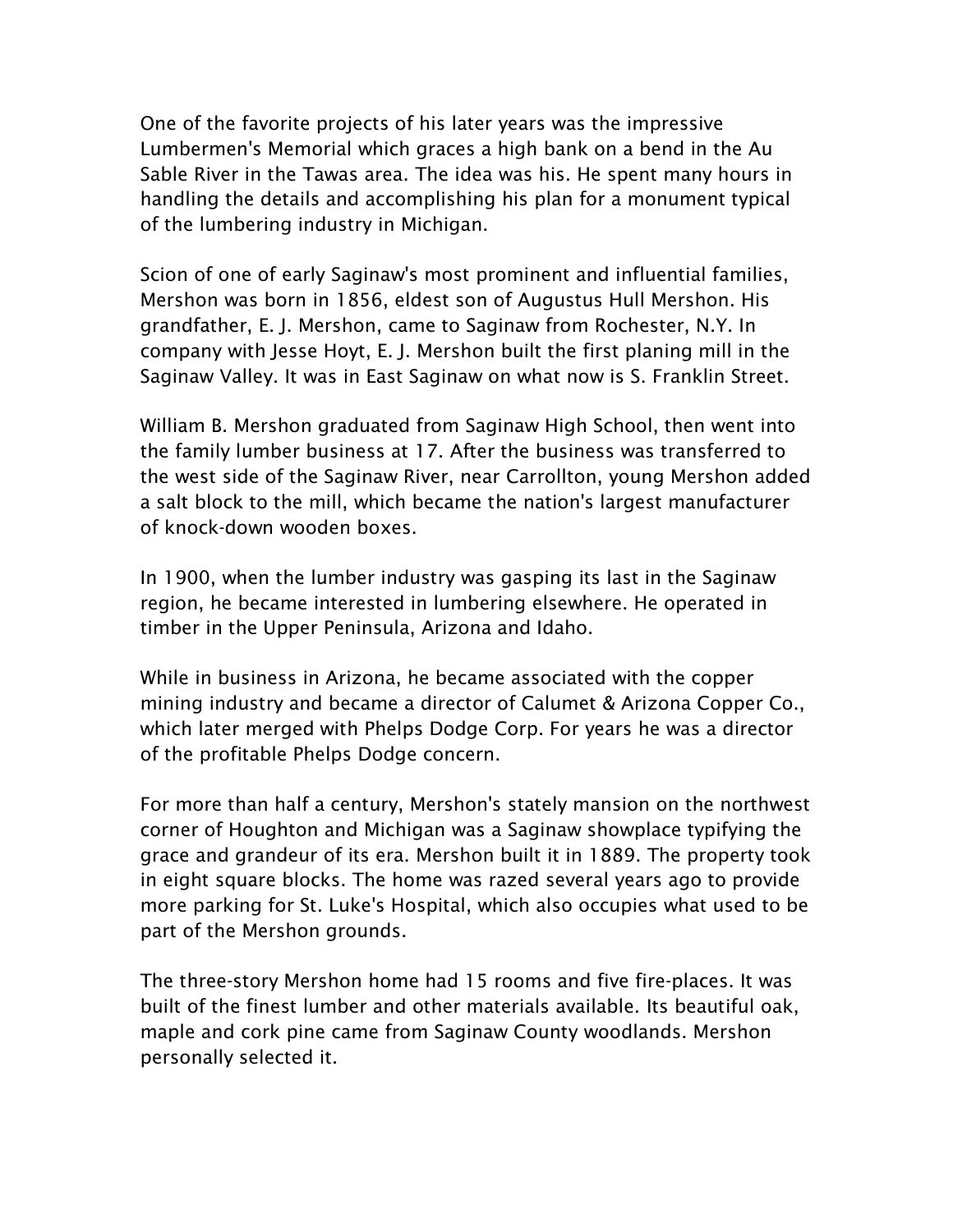One of the favorite projects of his later years was the impressive Lumbermen's Memorial which graces a high bank on a bend in the Au Sable River in the Tawas area. The idea was his. He spent many hours in handling the details and accomplishing his plan for a monument typical of the lumbering industry in Michigan.

Scion of one of early Saginaw's most prominent and influential families, Mershon was born in 1856, eldest son of Augustus Hull Mershon. His grandfather, E. J. Mershon, came to Saginaw from Rochester, N.Y. In company with Jesse Hoyt, E. J. Mershon built the first planing mill in the Saginaw Valley. It was in East Saginaw on what now is S. Franklin Street.

William B. Mershon graduated from Saginaw High School, then went into the family lumber business at 17. After the business was transferred to the west side of the Saginaw River, near Carrollton, young Mershon added a salt block to the mill, which became the nation's largest manufacturer of knock-down wooden boxes.

In 1900, when the lumber industry was gasping its last in the Saginaw region, he became interested in lumbering elsewhere. He operated in timber in the Upper Peninsula, Arizona and Idaho.

While in business in Arizona, he became associated with the copper mining industry and became a director of Calumet & Arizona Copper Co., which later merged with Phelps Dodge Corp. For years he was a director of the profitable Phelps Dodge concern.

For more than half a century, Mershon's stately mansion on the northwest corner of Houghton and Michigan was a Saginaw showplace typifying the grace and grandeur of its era. Mershon built it in 1889. The property took in eight square blocks. The home was razed several years ago to provide more parking for St. Luke's Hospital, which also occupies what used to be part of the Mershon grounds.

The three-story Mershon home had 15 rooms and five fire-places. It was built of the finest lumber and other materials available. Its beautiful oak, maple and cork pine came from Saginaw County woodlands. Mershon personally selected it.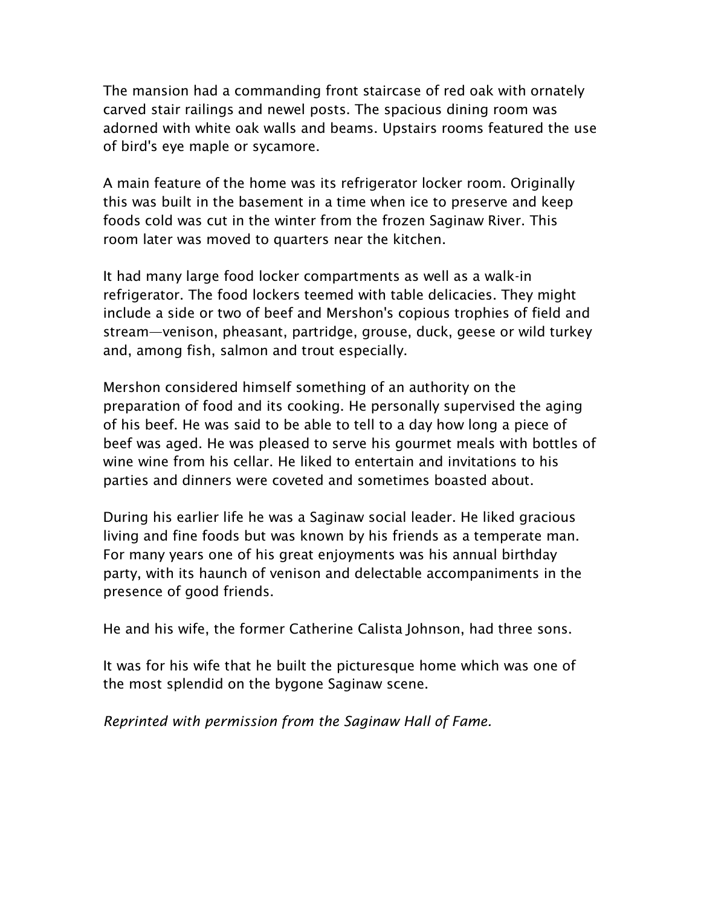The mansion had a commanding front staircase of red oak with ornately carved stair railings and newel posts. The spacious dining room was adorned with white oak walls and beams. Upstairs rooms featured the use of bird's eye maple or sycamore.

A main feature of the home was its refrigerator locker room. Originally this was built in the basement in a time when ice to preserve and keep foods cold was cut in the winter from the frozen Saginaw River. This room later was moved to quarters near the kitchen.

It had many large food locker compartments as well as a walk-in refrigerator. The food lockers teemed with table delicacies. They might include a side or two of beef and Mershon's copious trophies of field and stream—venison, pheasant, partridge, grouse, duck, geese or wild turkey and, among fish, salmon and trout especially.

Mershon considered himself something of an authority on the preparation of food and its cooking. He personally supervised the aging of his beef. He was said to be able to tell to a day how long a piece of beef was aged. He was pleased to serve his gourmet meals with bottles of wine wine from his cellar. He liked to entertain and invitations to his parties and dinners were coveted and sometimes boasted about.

During his earlier life he was a Saginaw social leader. He liked gracious living and fine foods but was known by his friends as a temperate man. For many years one of his great enjoyments was his annual birthday party, with its haunch of venison and delectable accompaniments in the presence of good friends.

He and his wife, the former Catherine Calista Johnson, had three sons.

It was for his wife that he built the picturesque home which was one of the most splendid on the bygone Saginaw scene.

*Reprinted with permission from the Saginaw Hall of Fame.*